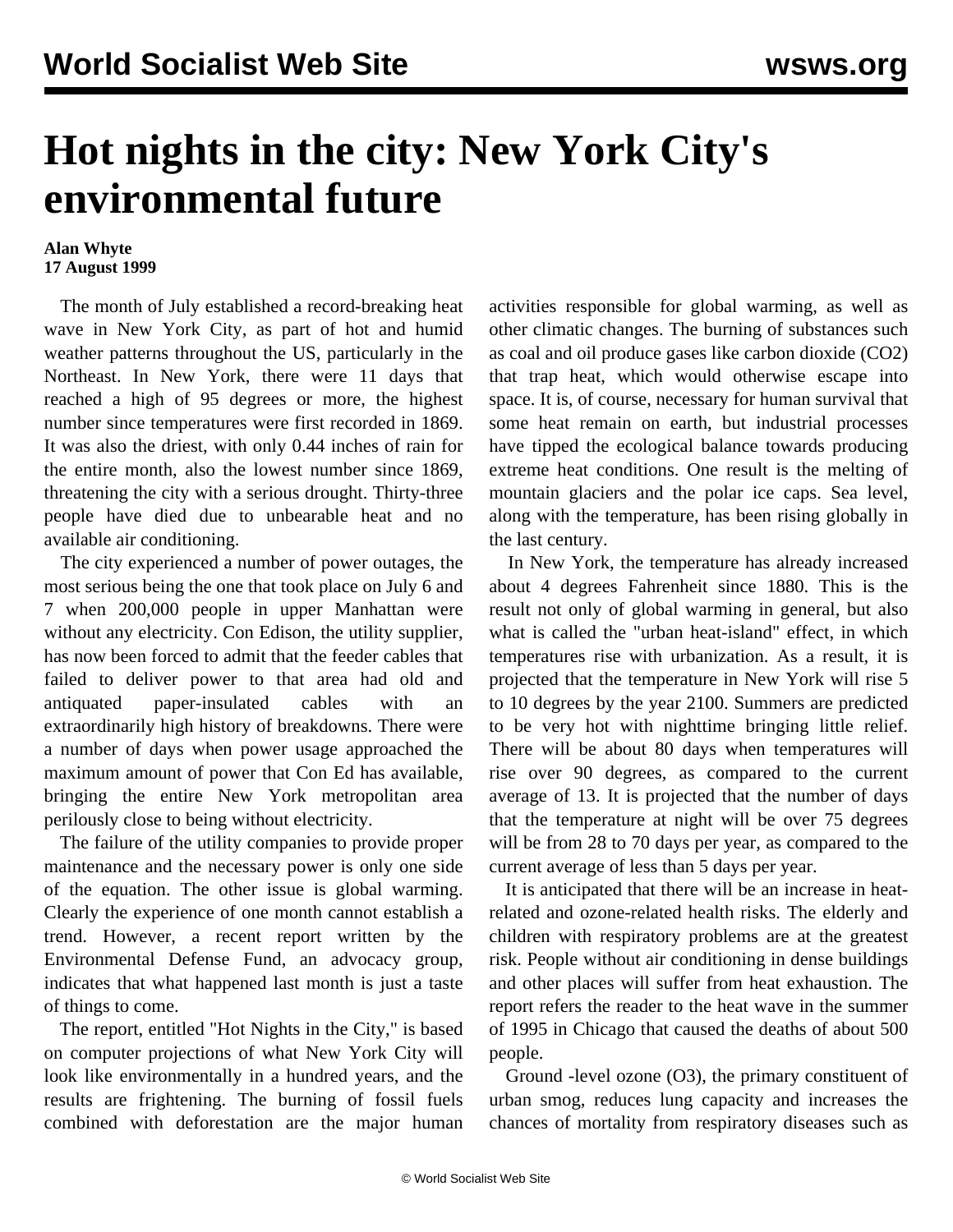# Hot nights in the city: New York City's environmental future

**Alan Whyte**
**17 August 1999**

The month of July established a record-breaking heat wave in New York City, as part of hot and humid weather patterns throughout the US, particularly in the Northeast. In New York, there were 11 days that reached a high of 95 degrees or more, the highest number since temperatures were first recorded in 1869. It was also the driest, with only 0.44 inches of rain for the entire month, also the lowest number since 1869, threatening the city with a serious drought. Thirty-three people have died due to unbearable heat and no available air conditioning.

The city experienced a number of power outages, the most serious being the one that took place on July 6 and 7 when 200,000 people in upper Manhattan were without any electricity. Con Edison, the utility supplier, has now been forced to admit that the feeder cables that failed to deliver power to that area had old and antiquated paper-insulated cables with an extraordinarily high history of breakdowns. There were a number of days when power usage approached the maximum amount of power that Con Ed has available, bringing the entire New York metropolitan area perilously close to being without electricity.

The failure of the utility companies to provide proper maintenance and the necessary power is only one side of the equation. The other issue is global warming. Clearly the experience of one month cannot establish a trend. However, a recent report written by the Environmental Defense Fund, an advocacy group, indicates that what happened last month is just a taste of things to come.

The report, entitled "Hot Nights in the City," is based on computer projections of what New York City will look like environmentally in a hundred years, and the results are frightening. The burning of fossil fuels combined with deforestation are the major human activities responsible for global warming, as well as other climatic changes. The burning of substances such as coal and oil produce gases like carbon dioxide ($CO_2$) that trap heat, which would otherwise escape into space. It is, of course, necessary for human survival that some heat remain on earth, but industrial processes have tipped the ecological balance towards producing extreme heat conditions. One result is the melting of mountain glaciers and the polar ice caps. Sea level, along with the temperature, has been rising globally in the last century.

In New York, the temperature has already increased about 4 degrees Fahrenheit since 1880. This is the result not only of global warming in general, but also what is called the "urban heat-island" effect, in which temperatures rise with urbanization. As a result, it is projected that the temperature in New York will rise 5 to 10 degrees by the year 2100. Summers are predicted to be very hot with nighttime bringing little relief. There will be about 80 days when temperatures will rise over 90 degrees, as compared to the current average of 13. It is projected that the number of days that the temperature at night will be over 75 degrees will be from 28 to 70 days per year, as compared to the current average of less than 5 days per year.

It is anticipated that there will be an increase in heat-related and ozone-related health risks. The elderly and children with respiratory problems are at the greatest risk. People without air conditioning in dense buildings and other places will suffer from heat exhaustion. The report refers the reader to the heat wave in the summer of 1995 in Chicago that caused the deaths of about 500 people.

Ground -level ozone ($O_3$), the primary constituent of urban smog, reduces lung capacity and increases the chances of mortality from respiratory diseases such as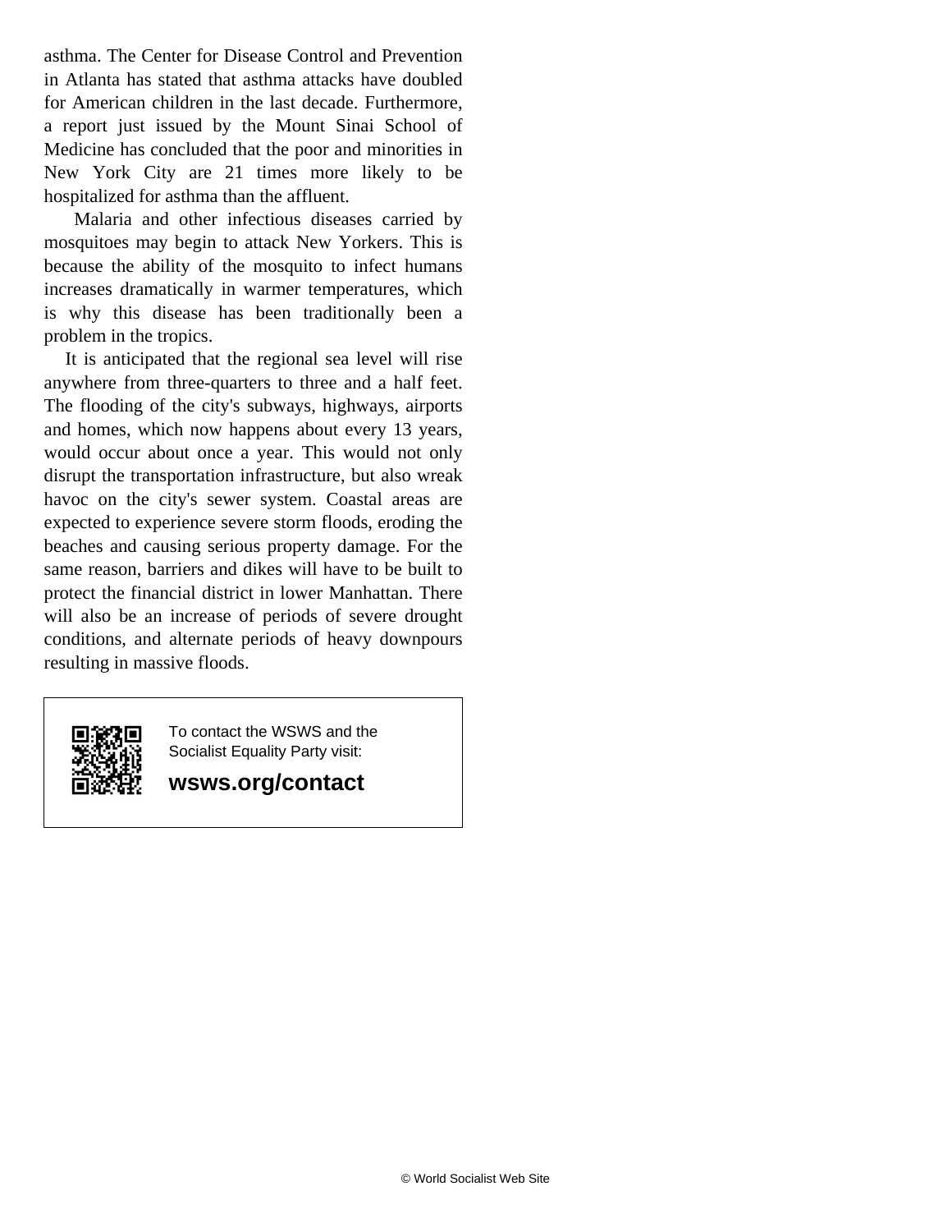asthma. The Center for Disease Control and Prevention in Atlanta has stated that asthma attacks have doubled for American children in the last decade. Furthermore, a report just issued by the Mount Sinai School of Medicine has concluded that the poor and minorities in New York City are 21 times more likely to be hospitalized for asthma than the affluent.

Malaria and other infectious diseases carried by mosquitoes may begin to attack New Yorkers. This is because the ability of the mosquito to infect humans increases dramatically in warmer temperatures, which is why this disease has been traditionally been a problem in the tropics.

It is anticipated that the regional sea level will rise anywhere from three-quarters to three and a half feet. The flooding of the city's subways, highways, airports and homes, which now happens about every 13 years, would occur about once a year. This would not only disrupt the transportation infrastructure, but also wreak havoc on the city's sewer system. Coastal areas are expected to experience severe storm floods, eroding the beaches and causing serious property damage. For the same reason, barriers and dikes will have to be built to protect the financial district in lower Manhattan. There will also be an increase of periods of severe drought conditions, and alternate periods of heavy downpours resulting in massive floods.

To contact the WSWS and the Socialist Equality Party visit:

**wsws.org/contact**